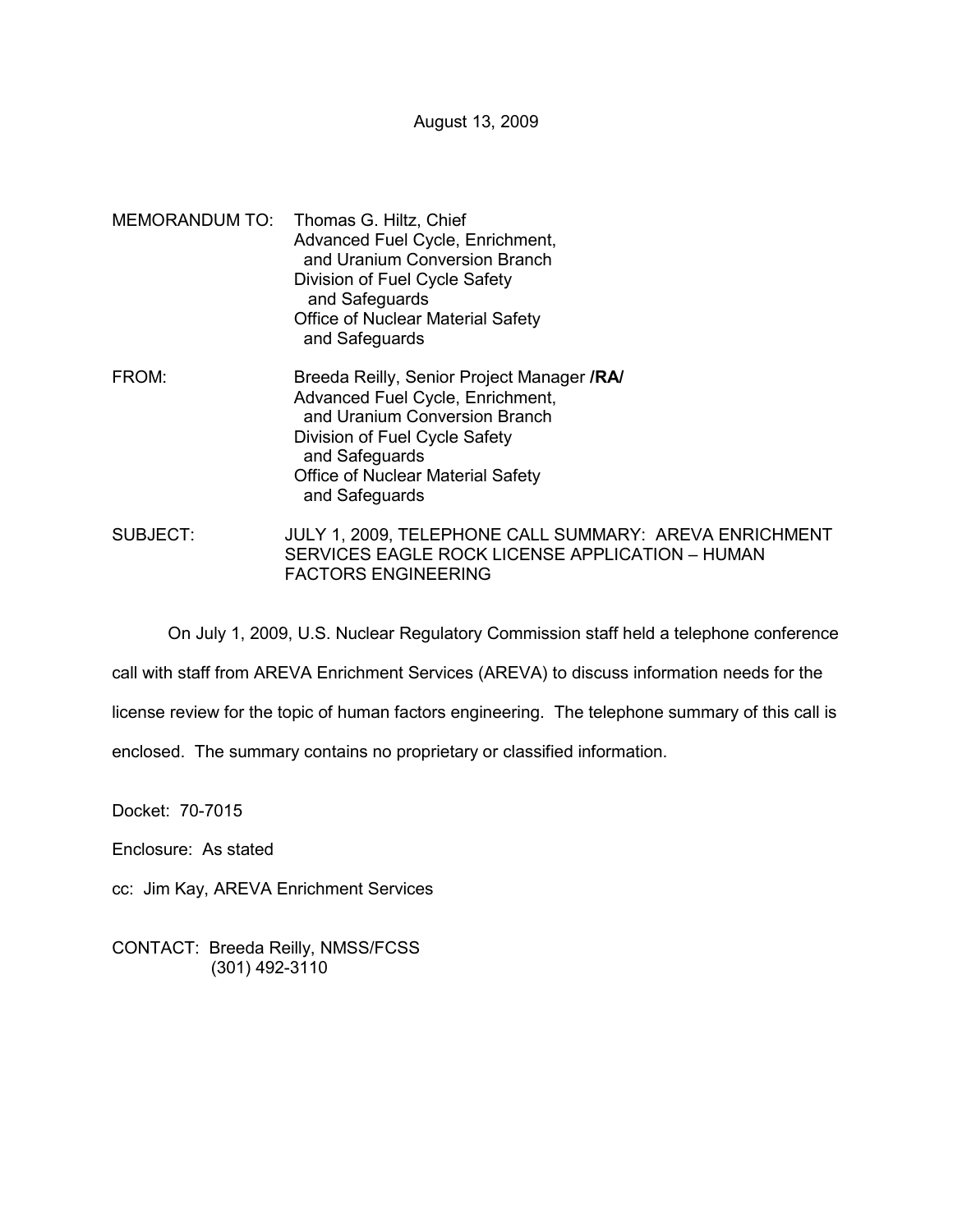August 13, 2009

MEMORANDUM TO: Thomas G. Hiltz, Chief
Advanced Fuel Cycle, Enrichment, and Uranium Conversion Branch
Division of Fuel Cycle Safety and Safeguards
Office of Nuclear Material Safety and Safeguards

FROM: Breeda Reilly, Senior Project Manager **/RA/**
Advanced Fuel Cycle, Enrichment, and Uranium Conversion Branch
Division of Fuel Cycle Safety and Safeguards
Office of Nuclear Material Safety and Safeguards

SUBJECT: JULY 1, 2009, TELEPHONE CALL SUMMARY: AREVA ENRICHMENT SERVICES EAGLE ROCK LICENSE APPLICATION – HUMAN FACTORS ENGINEERING

On July 1, 2009, U.S. Nuclear Regulatory Commission staff held a telephone conference call with staff from AREVA Enrichment Services (AREVA) to discuss information needs for the license review for the topic of human factors engineering. The telephone summary of this call is enclosed. The summary contains no proprietary or classified information.

Docket: 70-7015

Enclosure: As stated

cc: Jim Kay, AREVA Enrichment Services

CONTACT: Breeda Reilly, NMSS/FCSS
(301) 492-3110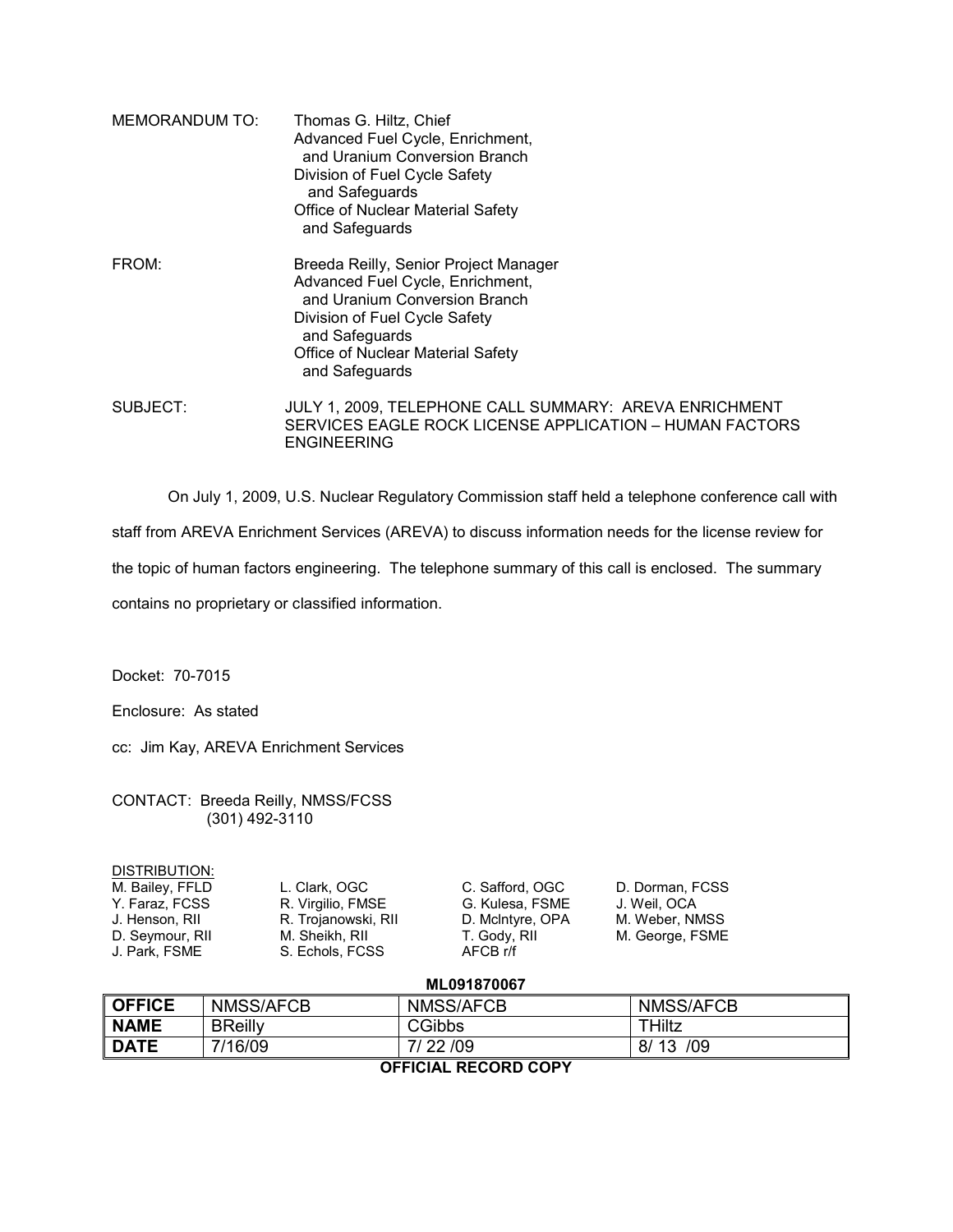MEMORANDUM TO: Thomas G. Hiltz, Chief
Advanced Fuel Cycle, Enrichment, and Uranium Conversion Branch
Division of Fuel Cycle Safety and Safeguards
Office of Nuclear Material Safety and Safeguards

FROM: Breeda Reilly, Senior Project Manager
Advanced Fuel Cycle, Enrichment, and Uranium Conversion Branch
Division of Fuel Cycle Safety and Safeguards
Office of Nuclear Material Safety and Safeguards

SUBJECT: JULY 1, 2009, TELEPHONE CALL SUMMARY: AREVA ENRICHMENT SERVICES EAGLE ROCK LICENSE APPLICATION – HUMAN FACTORS ENGINEERING

On July 1, 2009, U.S. Nuclear Regulatory Commission staff held a telephone conference call with staff from AREVA Enrichment Services (AREVA) to discuss information needs for the license review for the topic of human factors engineering. The telephone summary of this call is enclosed. The summary contains no proprietary or classified information.

Docket: 70-7015

Enclosure: As stated

cc: Jim Kay, AREVA Enrichment Services

CONTACT: Breeda Reilly, NMSS/FCSS
(301) 492-3110

DISTRIBUTION:

| | | | |
|---|---|---|---|
| M. Bailey, FFLD | L. Clark, OGC | C. Safford, OGC | D. Dorman, FCSS |
| Y. Faraz, FCSS | R. Virgilio, FMSE | G. Kulesa, FSME | J. Weil, OCA |
| J. Henson, RII | R. Trojanowski, RII | D. McIntyre, OPA | M. Weber, NMSS |
| D. Seymour, RII | M. Sheikh, RII | T. Gody, RII | M. George, FSME |
| J. Park, FSME | S. Echols, FCSS | AFCB r/f | |

**ML091870067**

| **OFFICE** | NMSS/AFCB | NMSS/AFCB | NMSS/AFCB |
|---|---|---|---|
| **NAME** | BReilly | CGibbs | THiltz |
| **DATE** | 7/16/09 | 7/ 22 /09 | 8/ 13 /09 |

**OFFICIAL RECORD COPY**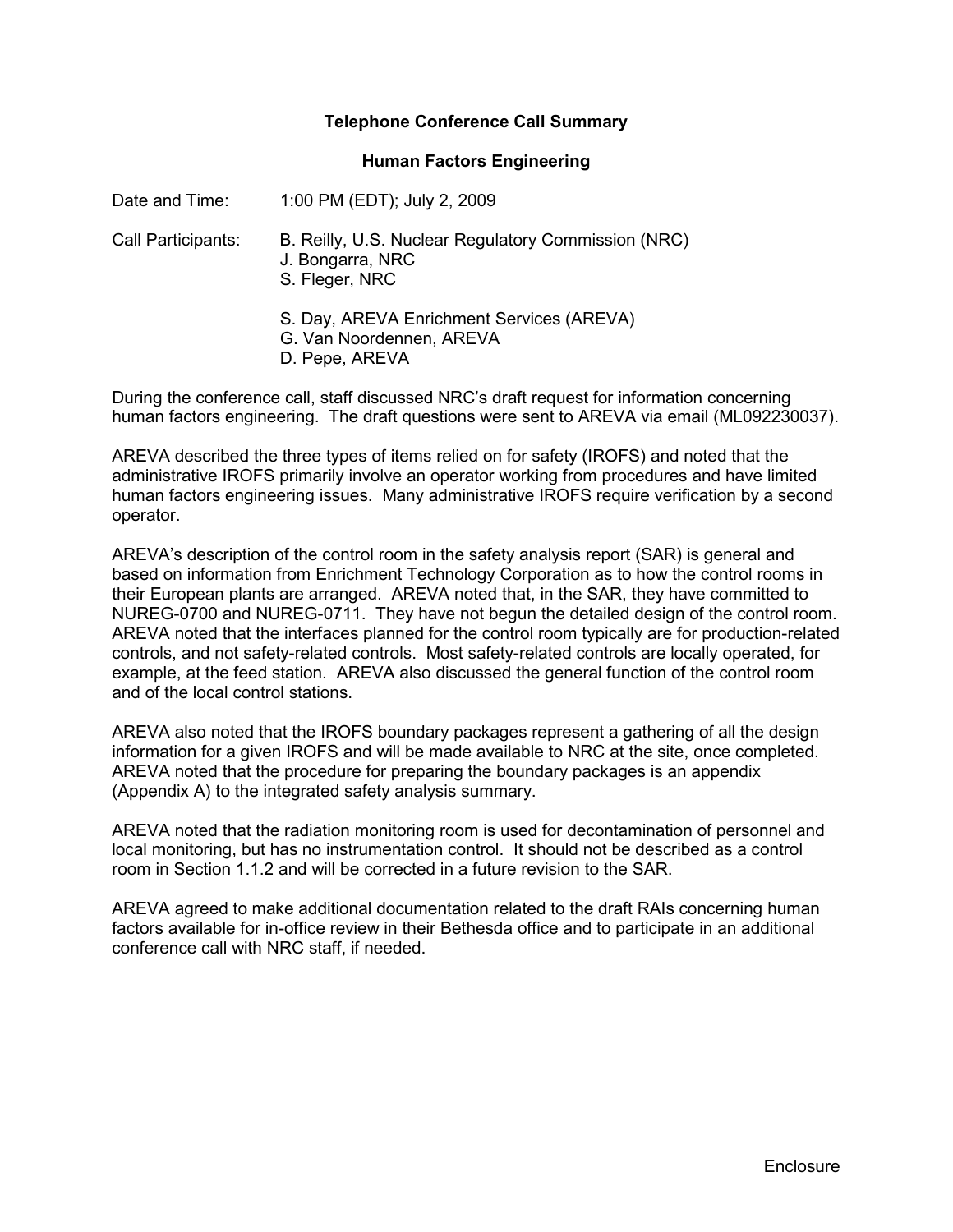**Telephone Conference Call Summary**

**Human Factors Engineering**

Date and Time: 1:00 PM (EDT); July 2, 2009

Call Participants:
B. Reilly, U.S. Nuclear Regulatory Commission (NRC)
J. Bongarra, NRC
S. Fleger, NRC

S. Day, AREVA Enrichment Services (AREVA)
G. Van Noordennen, AREVA
D. Pepe, AREVA

During the conference call, staff discussed NRC's draft request for information concerning human factors engineering. The draft questions were sent to AREVA via email (ML092230037).

AREVA described the three types of items relied on for safety (IROFS) and noted that the administrative IROFS primarily involve an operator working from procedures and have limited human factors engineering issues. Many administrative IROFS require verification by a second operator.

AREVA's description of the control room in the safety analysis report (SAR) is general and based on information from Enrichment Technology Corporation as to how the control rooms in their European plants are arranged. AREVA noted that, in the SAR, they have committed to NUREG-0700 and NUREG-0711. They have not begun the detailed design of the control room. AREVA noted that the interfaces planned for the control room typically are for production-related controls, and not safety-related controls. Most safety-related controls are locally operated, for example, at the feed station. AREVA also discussed the general function of the control room and of the local control stations.

AREVA also noted that the IROFS boundary packages represent a gathering of all the design information for a given IROFS and will be made available to NRC at the site, once completed. AREVA noted that the procedure for preparing the boundary packages is an appendix (Appendix A) to the integrated safety analysis summary.

AREVA noted that the radiation monitoring room is used for decontamination of personnel and local monitoring, but has no instrumentation control. It should not be described as a control room in Section 1.1.2 and will be corrected in a future revision to the SAR.

AREVA agreed to make additional documentation related to the draft RAIs concerning human factors available for in-office review in their Bethesda office and to participate in an additional conference call with NRC staff, if needed.

Enclosure